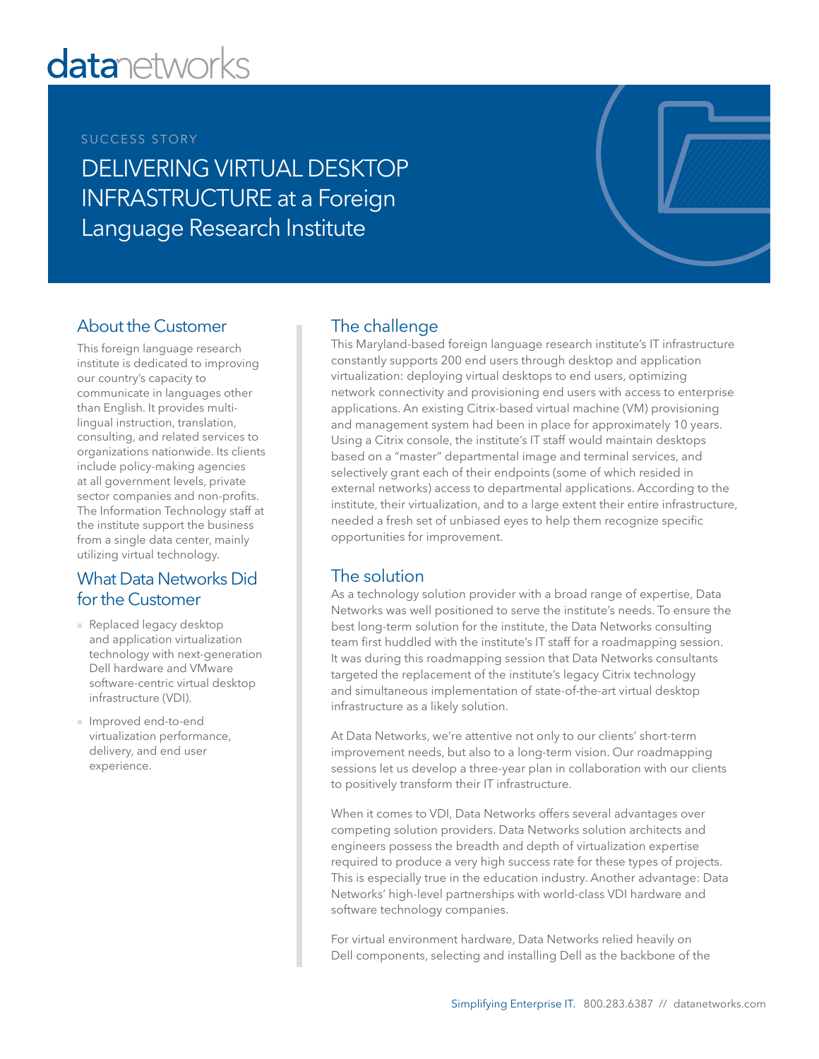datanetworks

SUCCESS STORY

# DELIVERING VIRTUAL DESKTOP INFRASTRUCTURE at a Foreign Language Research Institute

## About the Customer

This foreign language research institute is dedicated to improving our country's capacity to communicate in languages other than English. It provides multilingual instruction, translation, consulting, and related services to organizations nationwide. Its clients include policy-making agencies at all government levels, private sector companies and non-profits. The Information Technology staff at the institute support the business from a single data center, mainly utilizing virtual technology.

## What Data Networks Did for the Customer

- Replaced legacy desktop and application virtualization technology with next-generation Dell hardware and VMware software-centric virtual desktop infrastructure (VDI).
- Improved end-to-end virtualization performance, delivery, and end user experience.

## The challenge

This Maryland-based foreign language research institute's IT infrastructure constantly supports 200 end users through desktop and application virtualization: deploying virtual desktops to end users, optimizing network connectivity and provisioning end users with access to enterprise applications. An existing Citrix-based virtual machine (VM) provisioning and management system had been in place for approximately 10 years. Using a Citrix console, the institute's IT staff would maintain desktops based on a "master" departmental image and terminal services, and selectively grant each of their endpoints (some of which resided in external networks) access to departmental applications. According to the institute, their virtualization, and to a large extent their entire infrastructure, needed a fresh set of unbiased eyes to help them recognize specific opportunities for improvement.

## The solution

As a technology solution provider with a broad range of expertise, Data Networks was well positioned to serve the institute's needs. To ensure the best long-term solution for the institute, the Data Networks consulting team first huddled with the institute's IT staff for a roadmapping session. It was during this roadmapping session that Data Networks consultants targeted the replacement of the institute's legacy Citrix technology and simultaneous implementation of state-of-the-art virtual desktop infrastructure as a likely solution.

At Data Networks, we're attentive not only to our clients' short-term improvement needs, but also to a long-term vision. Our roadmapping sessions let us develop a three-year plan in collaboration with our clients to positively transform their IT infrastructure.

When it comes to VDI, Data Networks offers several advantages over competing solution providers. Data Networks solution architects and engineers possess the breadth and depth of virtualization expertise required to produce a very high success rate for these types of projects. This is especially true in the education industry. Another advantage: Data Networks' high-level partnerships with world-class VDI hardware and software technology companies.

For virtual environment hardware, Data Networks relied heavily on Dell components, selecting and installing Dell as the backbone of the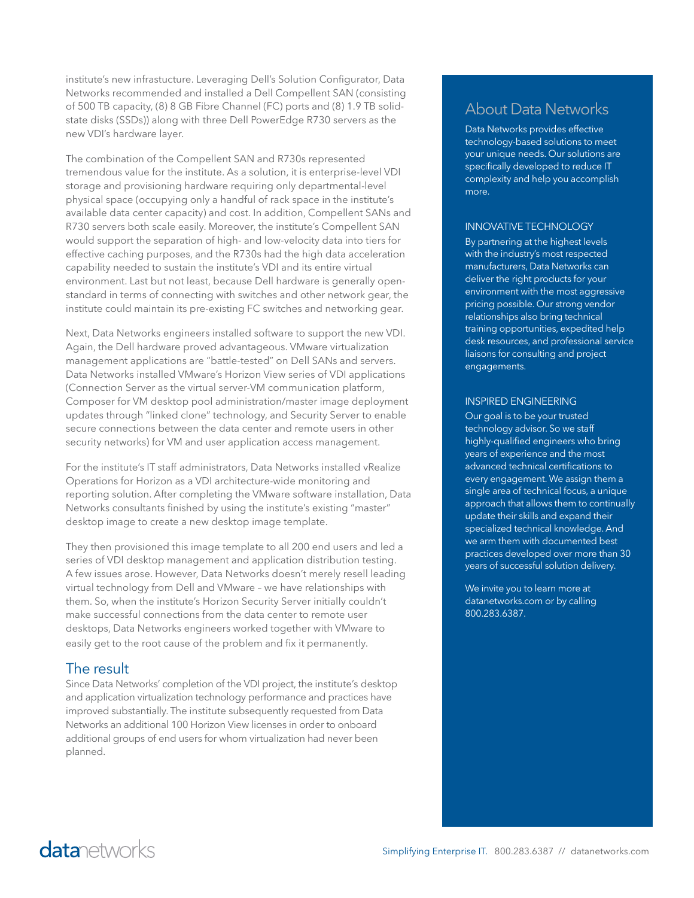institute's new infrastucture. Leveraging Dell's Solution Configurator, Data Networks recommended and installed a Dell Compellent SAN (consisting of 500 TB capacity, (8) 8 GB Fibre Channel (FC) ports and (8) 1.9 TB solid-state disks (SSDs)) along with three Dell PowerEdge R730 servers as the new VDI's hardware layer.

The combination of the Compellent SAN and R730s represented tremendous value for the institute. As a solution, it is enterprise-level VDI storage and provisioning hardware requiring only departmental-level physical space (occupying only a handful of rack space in the institute's available data center capacity) and cost. In addition, Compellent SANs and R730 servers both scale easily. Moreover, the institute's Compellent SAN would support the separation of high- and low-velocity data into tiers for effective caching purposes, and the R730s had the high data acceleration capability needed to sustain the institute's VDI and its entire virtual environment. Last but not least, because Dell hardware is generally open-standard in terms of connecting with switches and other network gear, the institute could maintain its pre-existing FC switches and networking gear.

Next, Data Networks engineers installed software to support the new VDI. Again, the Dell hardware proved advantageous. VMware virtualization management applications are "battle-tested" on Dell SANs and servers. Data Networks installed VMware's Horizon View series of VDI applications (Connection Server as the virtual server-VM communication platform, Composer for VM desktop pool administration/master image deployment updates through "linked clone" technology, and Security Server to enable secure connections between the data center and remote users in other security networks) for VM and user application access management.

For the institute's IT staff administrators, Data Networks installed vRealize Operations for Horizon as a VDI architecture-wide monitoring and reporting solution. After completing the VMware software installation, Data Networks consultants finished by using the institute's existing "master" desktop image to create a new desktop image template.

They then provisioned this image template to all 200 end users and led a series of VDI desktop management and application distribution testing. A few issues arose. However, Data Networks doesn't merely resell leading virtual technology from Dell and VMware – we have relationships with them. So, when the institute's Horizon Security Server initially couldn't make successful connections from the data center to remote user desktops, Data Networks engineers worked together with VMware to easily get to the root cause of the problem and fix it permanently.

## The result

Since Data Networks' completion of the VDI project, the institute's desktop and application virtualization technology performance and practices have improved substantially. The institute subsequently requested from Data Networks an additional 100 Horizon View licenses in order to onboard additional groups of end users for whom virtualization had never been planned.

## About Data Networks

Data Networks provides effective technology-based solutions to meet your unique needs. Our solutions are specifically developed to reduce IT complexity and help you accomplish more.

### INNOVATIVE TECHNOLOGY

By partnering at the highest levels with the industry's most respected manufacturers, Data Networks can deliver the right products for your environment with the most aggressive pricing possible. Our strong vendor relationships also bring technical training opportunities, expedited help desk resources, and professional service liaisons for consulting and project engagements.

### INSPIRED ENGINEERING

Our goal is to be your trusted technology advisor. So we staff highly-qualified engineers who bring years of experience and the most advanced technical certifications to every engagement. We assign them a single area of technical focus, a unique approach that allows them to continually update their skills and expand their specialized technical knowledge. And we arm them with documented best practices developed over more than 30 years of successful solution delivery.

We invite you to learn more at datanetworks.com or by calling 800.283.6387.